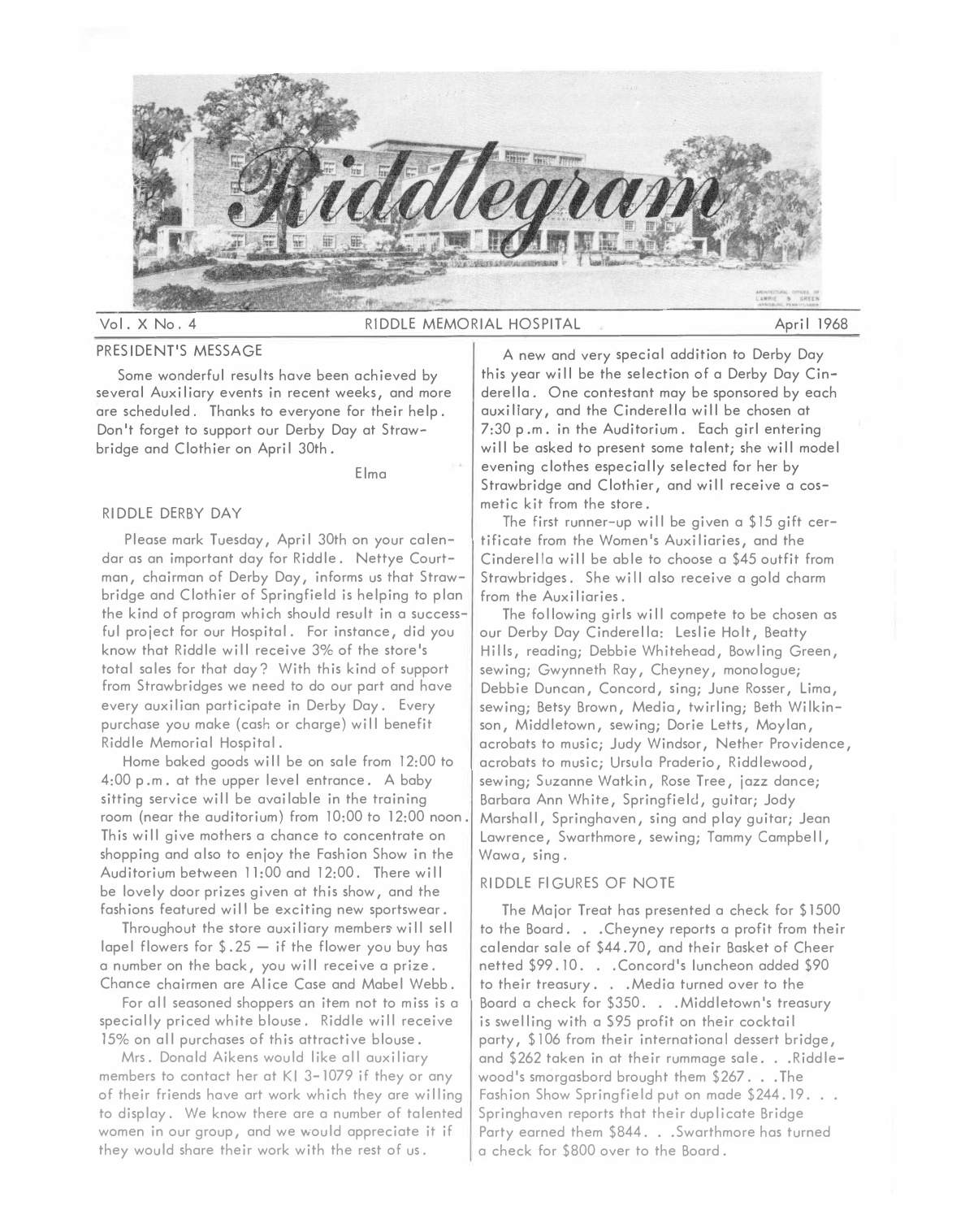# Riddlegram

Vol. X No. 4 — RIDDLE MEMORIAL HOSPITAL — April 1968

## PRESIDENT'S MESSAGE

Some wonderful results have been achieved by several Auxiliary events in recent weeks, and more are scheduled. Thanks to everyone for their help. Don't forget to support our Derby Day at Strawbridge and Clothier on April 30th.

Elma

## RIDDLE DERBY DAY

Please mark Tuesday, April 30th on your calendar as an important day for Riddle. Nettye Courtman, chairman of Derby Day, informs us that Strawbridge and Clothier of Springfield is helping to plan the kind of program which should result in a successful project for our Hospital. For instance, did you know that Riddle will receive 3% of the store's total sales for that day? With this kind of support from Strawbridges we need to do our part and have every auxilian participate in Derby Day. Every purchase you make (cash or charge) will benefit Riddle Memorial Hospital.

Home baked goods will be on sale from 12:00 to 4:00 p.m. at the upper level entrance. A baby sitting service will be available in the training room (near the auditorium) from 10:00 to 12:00 noon. This will give mothers a chance to concentrate on shopping and also to enjoy the Fashion Show in the Auditorium between 11:00 and 12:00. There will be lovely door prizes given at this show, and the fashions featured will be exciting new sportswear.

Throughout the store auxiliary members will sell lapel flowers for $.25 — if the flower you buy has a number on the back, you will receive a prize. Chance chairmen are Alice Case and Mabel Webb.

For all seasoned shoppers an item not to miss is a specially priced white blouse. Riddle will receive 15% on all purchases of this attractive blouse.

Mrs. Donald Aikens would like all auxiliary members to contact her at KI 3-1079 if they or any of their friends have art work which they are willing to display. We know there are a number of talented women in our group, and we would appreciate it if they would share their work with the rest of us.

A new and very special addition to Derby Day this year will be the selection of a Derby Day Cinderella. One contestant may be sponsored by each auxiliary, and the Cinderella will be chosen at 7:30 p.m. in the Auditorium. Each girl entering will be asked to present some talent; she will model evening clothes especially selected for her by Strawbridge and Clothier, and will receive a cosmetic kit from the store.

The first runner-up will be given a $15 gift certificate from the Women's Auxiliaries, and the Cinderella will be able to choose a $45 outfit from Strawbridges. She will also receive a gold charm from the Auxiliaries.

The following girls will compete to be chosen as our Derby Day Cinderella: Leslie Holt, Beatty Hills, reading; Debbie Whitehead, Bowling Green, sewing; Gwynneth Ray, Cheyney, monologue; Debbie Duncan, Concord, sing; June Rosser, Lima, sewing; Betsy Brown, Media, twirling; Beth Wilkinson, Middletown, sewing; Dorie Letts, Moylan, acrobats to music; Judy Windsor, Nether Providence, acrobats to music; Ursula Praderio, Riddlewood, sewing; Suzanne Watkin, Rose Tree, jazz dance; Barbara Ann White, Springfield, guitar; Jody Marshall, Springhaven, sing and play guitar; Jean Lawrence, Swarthmore, sewing; Tammy Campbell, Wawa, sing.

## RIDDLE FIGURES OF NOTE

The Major Treat has presented a check for $1500 to the Board. . . Cheyney reports a profit from their calendar sale of $44.70, and their Basket of Cheer netted $99.10. . . Concord's luncheon added $90 to their treasury. . . Media turned over to the Board a check for $350. . . Middletown's treasury is swelling with a $95 profit on their cocktail party, $106 from their international dessert bridge, and $262 taken in at their rummage sale. . . Riddlewood's smorgasbord brought them $267. . . The Fashion Show Springfield put on made $244.19. . . Springhaven reports that their duplicate Bridge Party earned them $844. . . Swarthmore has turned a check for $800 over to the Board.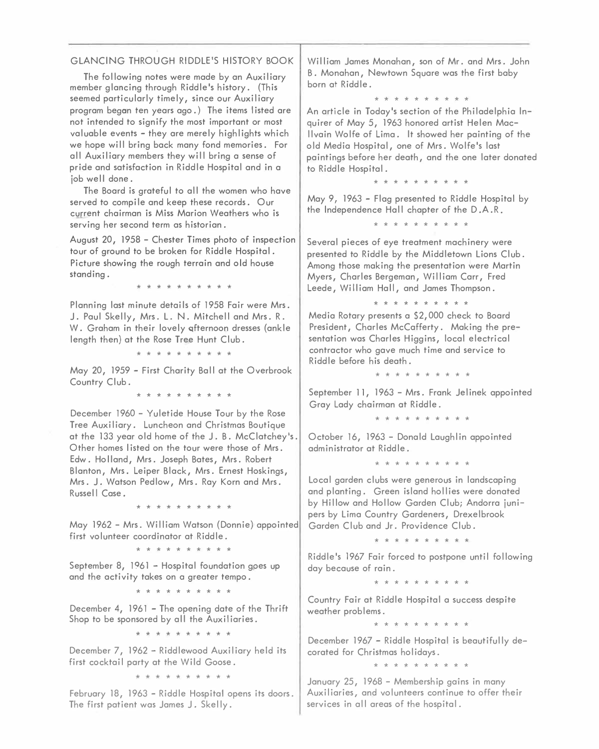## GLANCING THROUGH RIDDLE'S HISTORY BOOK

The following notes were made by an Auxiliary member glancing through Riddle's history. (This seemed particularly timely, since our Auxiliary program began ten years ago.) The items listed are not intended to signify the most important or most valuable events - they are merely highlights which we hope will bring back many fond memories. For all Auxiliary members they will bring a sense of pride and satisfaction in Riddle Hospital and in a job well done.

The Board is grateful to all the women who have served to compile and keep these records. Our current chairman is Miss Marion Weathers who is serving her second term as historian.

August 20, 1958 - Chester Times photo of inspection tour of ground to be broken for Riddle Hospital. Picture showing the rough terrain and old house standing.

* * * * * * * * * * *

Planning last minute details of 1958 Fair were Mrs. J. Paul Skelly, Mrs. L. N. Mitchell and Mrs. R. W. Graham in their lovely afternoon dresses (ankle length then) at the Rose Tree Hunt Club.

* * * * * * * * * * *

May 20, 1959 - First Charity Ball at the Overbrook Country Club.

* * * * * * * * * * *

December 1960 - Yuletide House Tour by the Rose Tree Auxiliary. Luncheon and Christmas Boutique at the 133 year old home of the J. B. McClatchey's. Other homes listed on the tour were those of Mrs. Edw. Holland, Mrs. Joseph Bates, Mrs. Robert Blanton, Mrs. Leiper Black, Mrs. Ernest Hoskings, Mrs. J. Watson Pedlow, Mrs. Ray Korn and Mrs. Russell Case.

* * * * * * * * * * *

May 1962 - Mrs. William Watson (Donnie) appointed first volunteer coordinator at Riddle.

* * * * * * * * * * *

September 8, 1961 - Hospital foundation goes up and the activity takes on a greater tempo.

* * * * * * * * * * *

December 4, 1961 - The opening date of the Thrift Shop to be sponsored by all the Auxiliaries.

* * * * * * * * * * *

December 7, 1962 - Riddlewood Auxiliary held its first cocktail party at the Wild Goose.

* * * * * * * * * * *

February 18, 1963 - Riddle Hospital opens its doors. The first patient was James J. Skelly.

William James Monahan, son of Mr. and Mrs. John B. Monahan, Newtown Square was the first baby born at Riddle.

* * * * * * * * * * *

An article in Today's section of the Philadelphia Inquirer of May 5, 1963 honored artist Helen MacIlvain Wolfe of Lima. It showed her painting of the old Media Hospital, one of Mrs. Wolfe's last paintings before her death, and the one later donated to Riddle Hospital.

* * * * * * * * * * *

May 9, 1963 - Flag presented to Riddle Hospital by the Independence Hall chapter of the D.A.R.

* * * * * * * * * * *

Several pieces of eye treatment machinery were presented to Riddle by the Middletown Lions Club. Among those making the presentation were Martin Myers, Charles Bergeman, William Carr, Fred Leede, William Hall, and James Thompson.

* * * * * * * * * * *

Media Rotary presents a $2,000 check to Board President, Charles McCafferty. Making the presentation was Charles Higgins, local electrical contractor who gave much time and service to Riddle before his death.

* * * * * * * * * * *

September 11, 1963 - Mrs. Frank Jelinek appointed Gray Lady chairman at Riddle.

* * * * * * * * * * *

October 16, 1963 - Donald Laughlin appointed administrator at Riddle.

* * * * * * * * * * *

Local garden clubs were generous in landscaping and planting. Green island hollies were donated by Hillow and Hollow Garden Club; Andorra junipers by Lima Country Gardeners, Drexelbrook Garden Club and Jr. Providence Club.

* * * * * * * * * * *

Riddle's 1967 Fair forced to postpone until following day because of rain.

* * * * * * * * * * *

Country Fair at Riddle Hospital a success despite weather problems.

* * * * * * * * * * *

December 1967 - Riddle Hospital is beautifully decorated for Christmas holidays.

* * * * * * * * * * *

January 25, 1968 - Membership gains in many Auxiliaries, and volunteers continue to offer their services in all areas of the hospital.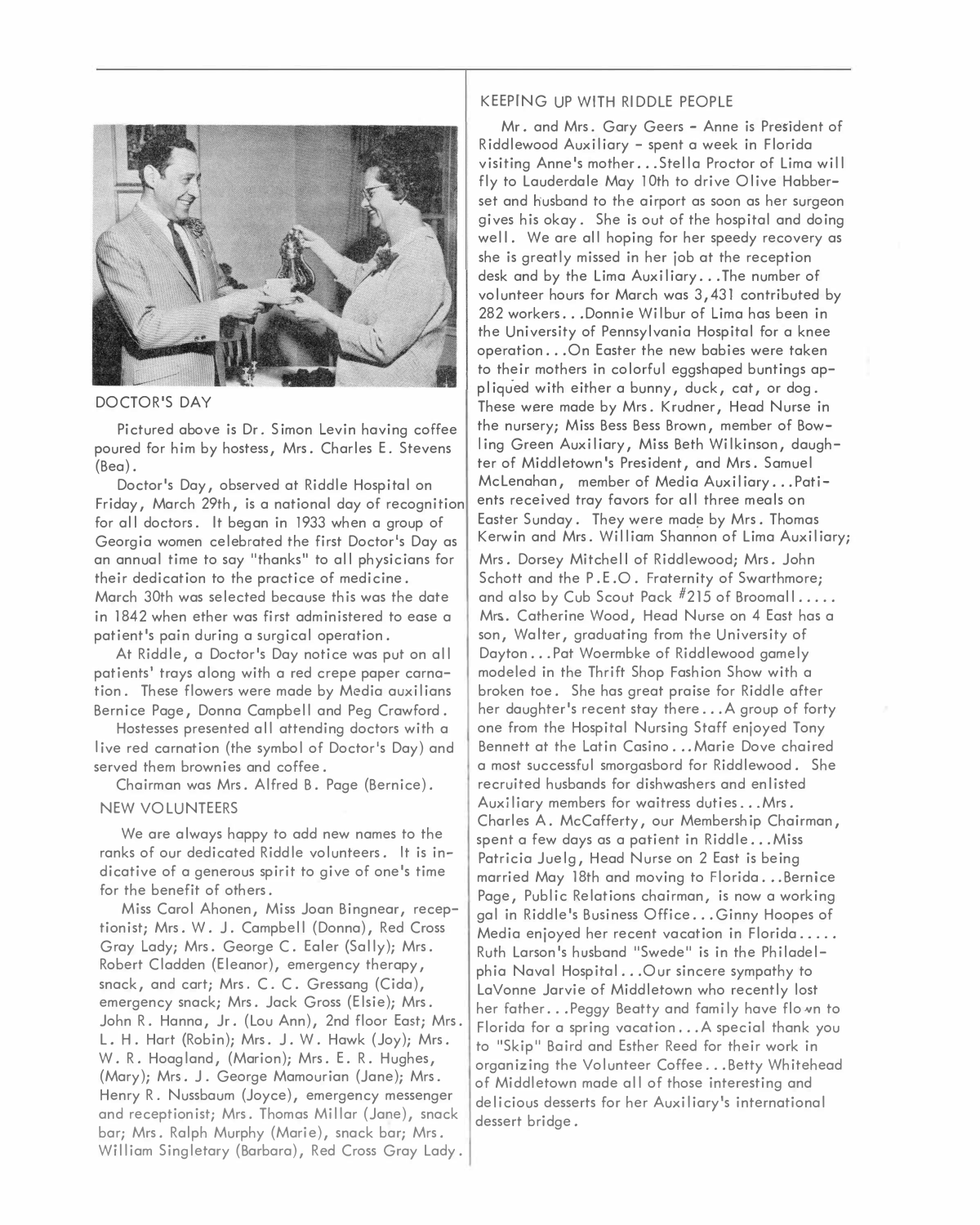## DOCTOR'S DAY

Pictured above is Dr. Simon Levin having coffee poured for him by hostess, Mrs. Charles E. Stevens (Bea).

Doctor's Day, observed at Riddle Hospital on Friday, March 29th, is a national day of recognition for all doctors. It began in 1933 when a group of Georgia women celebrated the first Doctor's Day as an annual time to say "thanks" to all physicians for their dedication to the practice of medicine. March 30th was selected because this was the date in 1842 when ether was first administered to ease a patient's pain during a surgical operation.

At Riddle, a Doctor's Day notice was put on all patients' trays along with a red crepe paper carnation. These flowers were made by Media auxilians Bernice Page, Donna Campbell and Peg Crawford.

Hostesses presented all attending doctors with a live red carnation (the symbol of Doctor's Day) and served them brownies and coffee.

Chairman was Mrs. Alfred B. Page (Bernice).

## NEW VOLUNTEERS

We are always happy to add new names to the ranks of our dedicated Riddle volunteers. It is indicative of a generous spirit to give of one's time for the benefit of others.

Miss Carol Ahonen, Miss Joan Bingnear, receptionist; Mrs. W. J. Campbell (Donna), Red Cross Gray Lady; Mrs. George C. Ealer (Sally); Mrs. Robert Cladden (Eleanor), emergency therapy, snack, and cart; Mrs. C. C. Gressang (Cida), emergency snack; Mrs. Jack Gross (Elsie); Mrs. John R. Hanna, Jr. (Lou Ann), 2nd floor East; Mrs. L. H. Hart (Robin); Mrs. J. W. Hawk (Joy); Mrs. W. R. Hoagland, (Marion); Mrs. E. R. Hughes, (Mary); Mrs. J. George Mamourian (Jane); Mrs. Henry R. Nussbaum (Joyce), emergency messenger and receptionist; Mrs. Thomas Millar (Jane), snack bar; Mrs. Ralph Murphy (Marie), snack bar; Mrs. William Singletary (Barbara), Red Cross Gray Lady.

## KEEPING UP WITH RIDDLE PEOPLE

Mr. and Mrs. Gary Geers - Anne is President of Riddlewood Auxiliary - spent a week in Florida visiting Anne's mother...Stella Proctor of Lima will fly to Lauderdale May 10th to drive Olive Habberset and husband to the airport as soon as her surgeon gives his okay. She is out of the hospital and doing well. We are all hoping for her speedy recovery as she is greatly missed in her job at the reception desk and by the Lima Auxiliary...The number of volunteer hours for March was 3,431 contributed by 282 workers...Donnie Wilbur of Lima has been in the University of Pennsylvania Hospital for a knee operation...On Easter the new babies were taken to their mothers in colorful eggshaped buntings appliqued with either a bunny, duck, cat, or dog. These were made by Mrs. Krudner, Head Nurse in the nursery; Miss Bess Bess Brown, member of Bowling Green Auxiliary, Miss Beth Wilkinson, daughter of Middletown's President, and Mrs. Samuel McLenahan, member of Media Auxiliary...Patients received tray favors for all three meals on Easter Sunday. They were made by Mrs. Thomas Kerwin and Mrs. William Shannon of Lima Auxiliary; Mrs. Dorsey Mitchell of Riddlewood; Mrs. John Schott and the P.E.O. Fraternity of Swarthmore; and also by Cub Scout Pack #215 of Broomall..... Mrs. Catherine Wood, Head Nurse on 4 East has a son, Walter, graduating from the University of Dayton...Pat Woermbke of Riddlewood gamely modeled in the Thrift Shop Fashion Show with a broken toe. She has great praise for Riddle after her daughter's recent stay there...A group of forty one from the Hospital Nursing Staff enjoyed Tony Bennett at the Latin Casino...Marie Dove chaired a most successful smorgasbord for Riddlewood. She recruited husbands for dishwashers and enlisted Auxiliary members for waitress duties...Mrs. Charles A. McCafferty, our Membership Chairman, spent a few days as a patient in Riddle...Miss Patricia Juelg, Head Nurse on 2 East is being married May 18th and moving to Florida...Bernice Page, Public Relations chairman, is now a working gal in Riddle's Business Office...Ginny Hoopes of Media enjoyed her recent vacation in Florida..... Ruth Larson's husband "Swede" is in the Philadelphia Naval Hospital...Our sincere sympathy to LaVonne Jarvie of Middletown who recently lost her father...Peggy Beatty and family have flown to Florida for a spring vacation...A special thank you to "Skip" Baird and Esther Reed for their work in organizing the Volunteer Coffee...Betty Whitehead of Middletown made all of those interesting and delicious desserts for her Auxiliary's international dessert bridge.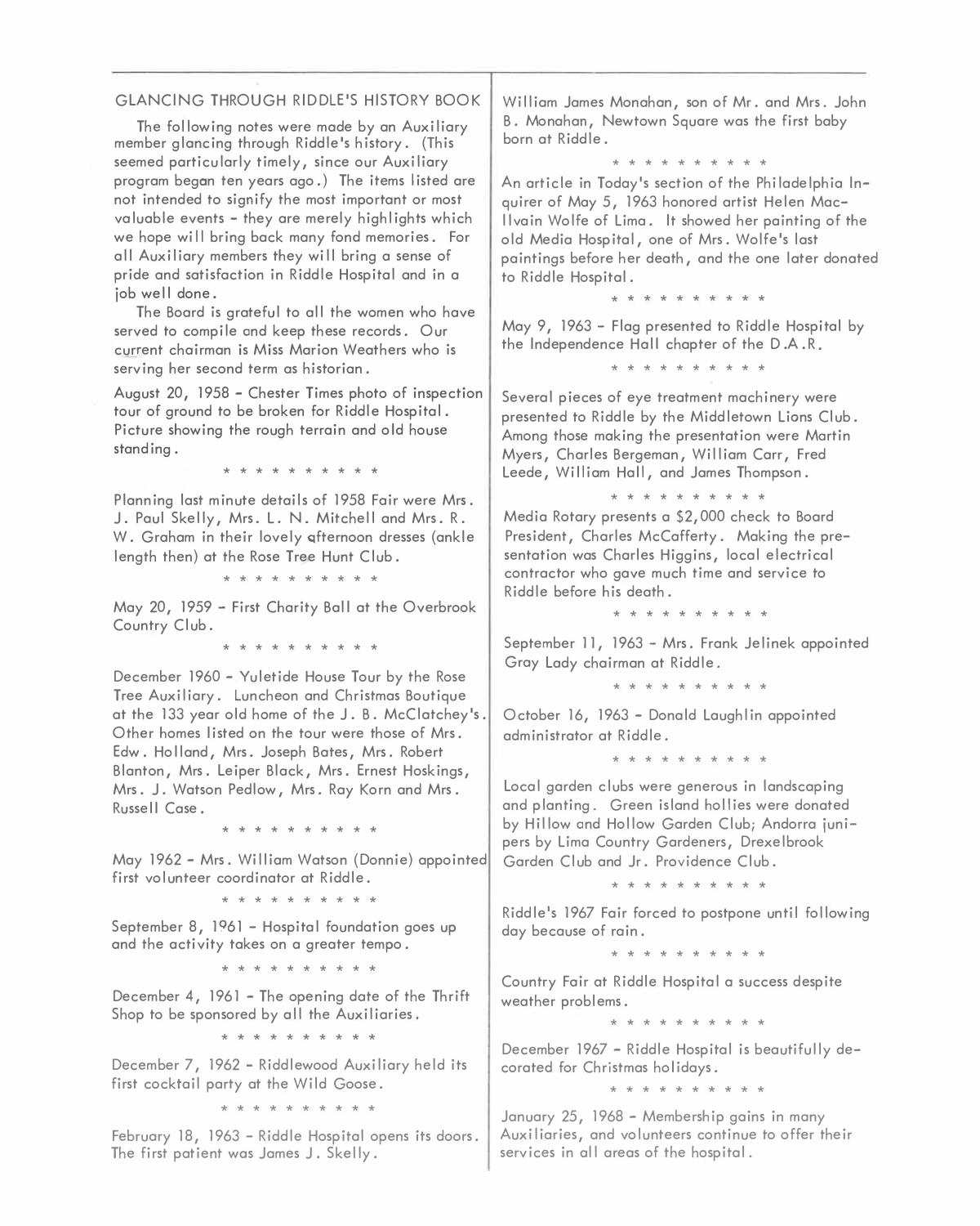## GLANCING THROUGH RIDDLE'S HISTORY BOOK

The following notes were made by an Auxiliary member glancing through Riddle's history. (This seemed particularly timely, since our Auxiliary program began ten years ago.) The items listed are not intended to signify the most important or most valuable events - they are merely highlights which we hope will bring back many fond memories. For all Auxiliary members they will bring a sense of pride and satisfaction in Riddle Hospital and in a job well done.

The Board is grateful to all the women who have served to compile and keep these records. Our current chairman is Miss Marion Weathers who is serving her second term as historian.

August 20, 1958 - Chester Times photo of inspection tour of ground to be broken for Riddle Hospital. Picture showing the rough terrain and old house standing.

* * * * * * * * * *

Planning last minute details of 1958 Fair were Mrs. J. Paul Skelly, Mrs. L. N. Mitchell and Mrs. R. W. Graham in their lovely afternoon dresses (ankle length then) at the Rose Tree Hunt Club.

* * * * * * * * * *

May 20, 1959 - First Charity Ball at the Overbrook Country Club.

* * * * * * * * * *

December 1960 - Yuletide House Tour by the Rose Tree Auxiliary. Luncheon and Christmas Boutique at the 133 year old home of the J. B. McClatchey's. Other homes listed on the tour were those of Mrs. Edw. Holland, Mrs. Joseph Bates, Mrs. Robert Blanton, Mrs. Leiper Black, Mrs. Ernest Hoskings, Mrs. J. Watson Pedlow, Mrs. Ray Korn and Mrs. Russell Case.

* * * * * * * * * *

May 1962 - Mrs. William Watson (Donnie) appointed first volunteer coordinator at Riddle.

* * * * * * * * * *

September 8, 1961 - Hospital foundation goes up and the activity takes on a greater tempo.

* * * * * * * * * *

December 4, 1961 - The opening date of the Thrift Shop to be sponsored by all the Auxiliaries.

* * * * * * * * * *

December 7, 1962 - Riddlewood Auxiliary held its first cocktail party at the Wild Goose.

* * * * * * * * * *

February 18, 1963 - Riddle Hospital opens its doors. The first patient was James J. Skelly.

William James Monahan, son of Mr. and Mrs. John B. Monahan, Newtown Square was the first baby born at Riddle.

* * * * * * * * * *

An article in Today's section of the Philadelphia Inquirer of May 5, 1963 honored artist Helen MacIlvain Wolfe of Lima. It showed her painting of the old Media Hospital, one of Mrs. Wolfe's last paintings before her death, and the one later donated to Riddle Hospital.

* * * * * * * * * *

May 9, 1963 - Flag presented to Riddle Hospital by the Independence Hall chapter of the D.A.R.

* * * * * * * * * *

Several pieces of eye treatment machinery were presented to Riddle by the Middletown Lions Club. Among those making the presentation were Martin Myers, Charles Bergeman, William Carr, Fred Leede, William Hall, and James Thompson.

* * * * * * * * * *

Media Rotary presents a $2,000 check to Board President, Charles McCafferty. Making the presentation was Charles Higgins, local electrical contractor who gave much time and service to Riddle before his death.

* * * * * * * * * *

September 11, 1963 - Mrs. Frank Jelinek appointed Gray Lady chairman at Riddle.

* * * * * * * * * *

October 16, 1963 - Donald Laughlin appointed administrator at Riddle.

* * * * * * * * * *

Local garden clubs were generous in landscaping and planting. Green island hollies were donated by Hillow and Hollow Garden Club; Andorra junipers by Lima Country Gardeners, Drexelbrook Garden Club and Jr. Providence Club.

* * * * * * * * * *

Riddle's 1967 Fair forced to postpone until following day because of rain.

* * * * * * * * * *

Country Fair at Riddle Hospital a success despite weather problems.

* * * * * * * * * *

December 1967 - Riddle Hospital is beautifully decorated for Christmas holidays.

* * * * * * * * * *

January 25, 1968 - Membership gains in many Auxiliaries, and volunteers continue to offer their services in all areas of the hospital.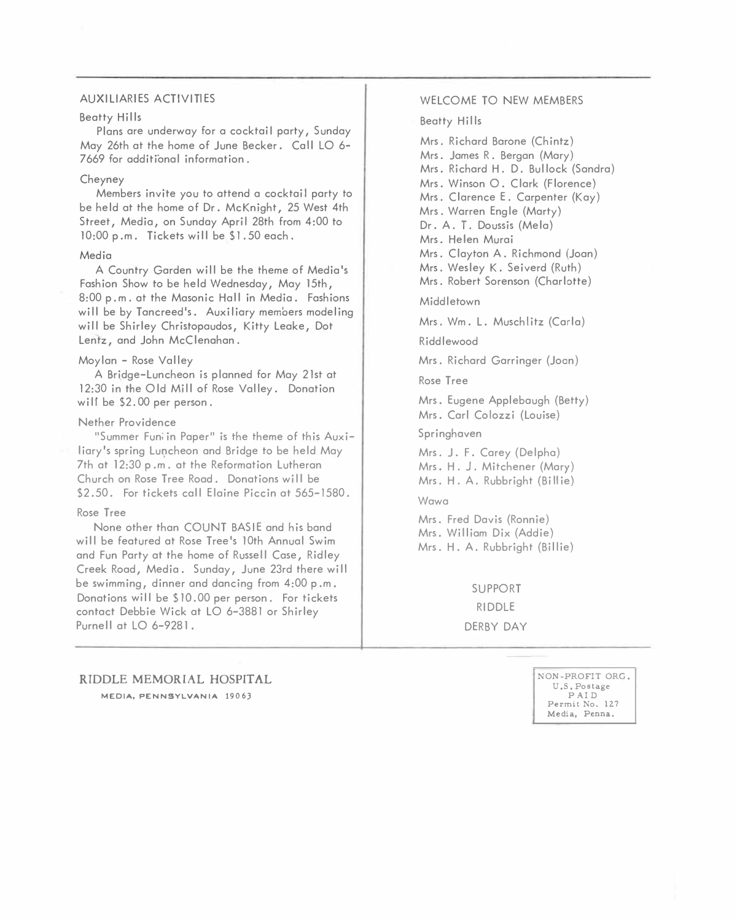## AUXILIARIES ACTIVITIES

### Beatty Hills

Plans are underway for a cocktail party, Sunday May 26th at the home of June Becker. Call LO 6-7669 for additional information.

### Cheyney

Members invite you to attend a cocktail party to be held at the home of Dr. McKnight, 25 West 4th Street, Media, on Sunday April 28th from 4:00 to 10:00 p.m. Tickets will be $1.50 each.

### Media

A Country Garden will be the theme of Media's Fashion Show to be held Wednesday, May 15th, 8:00 p.m. at the Masonic Hall in Media. Fashions will be by Tancreed's. Auxiliary members modeling will be Shirley Christopaudos, Kitty Leake, Dot Lentz, and John McClenahan.

### Moylan - Rose Valley

A Bridge-Luncheon is planned for May 21st at 12:30 in the Old Mill of Rose Valley. Donation will be $2.00 per person.

### Nether Providence

"Summer Fun in Paper" is the theme of this Auxiliary's spring Luncheon and Bridge to be held May 7th at 12:30 p.m. at the Reformation Lutheran Church on Rose Tree Road. Donations will be $2.50. For tickets call Elaine Piccin at 565-1580.

### Rose Tree

None other than COUNT BASIE and his band will be featured at Rose Tree's 10th Annual Swim and Fun Party at the home of Russell Case, Ridley Creek Road, Media. Sunday, June 23rd there will be swimming, dinner and dancing from 4:00 p.m. Donations will be $10.00 per person. For tickets contact Debbie Wick at LO 6-3881 or Shirley Purnell at LO 6-9281.

## WELCOME TO NEW MEMBERS

### Beatty Hills

Mrs. Richard Barone (Chintz)
Mrs. James R. Bergan (Mary)
Mrs. Richard H. D. Bullock (Sandra)
Mrs. Winson O. Clark (Florence)
Mrs. Clarence E. Carpenter (Kay)
Mrs. Warren Engle (Marty)
Dr. A. T. Doussis (Mela)
Mrs. Helen Murai
Mrs. Clayton A. Richmond (Joan)
Mrs. Wesley K. Seiverd (Ruth)
Mrs. Robert Sorenson (Charlotte)

### Middletown

Mrs. Wm. L. Muschlitz (Carla)

### Riddlewood

Mrs. Richard Garringer (Joan)

### Rose Tree

Mrs. Eugene Applebaugh (Betty)
Mrs. Carl Colozzi (Louise)

### Springhaven

Mrs. J. F. Carey (Delpha)
Mrs. H. J. Mitchener (Mary)
Mrs. H. A. Rubbright (Billie)

### Wawa

Mrs. Fred Davis (Ronnie)
Mrs. William Dix (Addie)
Mrs. H. A. Rubbright (Billie)

SUPPORT
RIDDLE
DERBY DAY

RIDDLE MEMORIAL HOSPITAL
MEDIA, PENNSYLVANIA 19063

NON-PROFIT ORG.
U.S. Postage
PAID
Permit No. 127
Media, Penna.